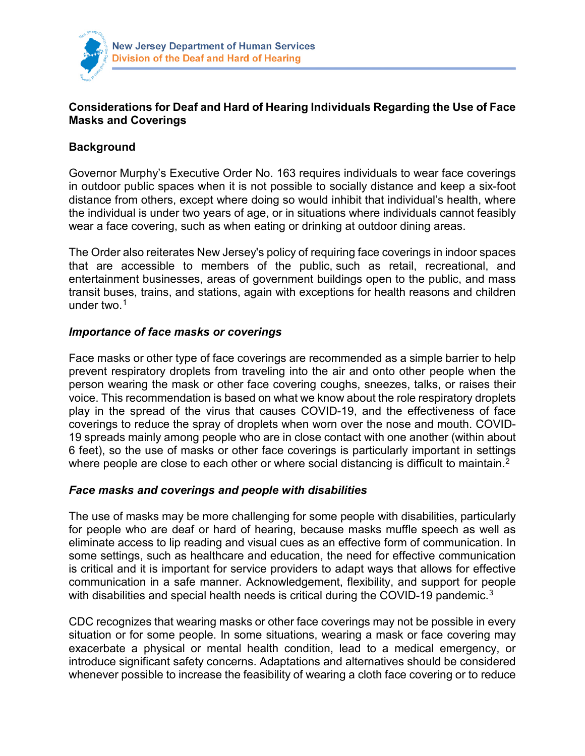New Jersey Department of Human Services
Division of the Deaf and Hard of Hearing

**Considerations for Deaf and Hard of Hearing Individuals Regarding the Use of Face Masks and Coverings**

**Background**

Governor Murphy's Executive Order No. 163 requires individuals to wear face coverings in outdoor public spaces when it is not possible to socially distance and keep a six-foot distance from others, except where doing so would inhibit that individual's health, where the individual is under two years of age, or in situations where individuals cannot feasibly wear a face covering, such as when eating or drinking at outdoor dining areas.

The Order also reiterates New Jersey's policy of requiring face coverings in indoor spaces that are accessible to members of the public, such as retail, recreational, and entertainment businesses, areas of government buildings open to the public, and mass transit buses, trains, and stations, again with exceptions for health reasons and children under two.[1]

***Importance of face masks or coverings***

Face masks or other type of face coverings are recommended as a simple barrier to help prevent respiratory droplets from traveling into the air and onto other people when the person wearing the mask or other face covering coughs, sneezes, talks, or raises their voice. This recommendation is based on what we know about the role respiratory droplets play in the spread of the virus that causes COVID-19, and the effectiveness of face coverings to reduce the spray of droplets when worn over the nose and mouth. COVID-19 spreads mainly among people who are in close contact with one another (within about 6 feet), so the use of masks or other face coverings is particularly important in settings where people are close to each other or where social distancing is difficult to maintain.[2]

***Face masks and coverings and people with disabilities***

The use of masks may be more challenging for some people with disabilities, particularly for people who are deaf or hard of hearing, because masks muffle speech as well as eliminate access to lip reading and visual cues as an effective form of communication. In some settings, such as healthcare and education, the need for effective communication is critical and it is important for service providers to adapt ways that allows for effective communication in a safe manner. Acknowledgement, flexibility, and support for people with disabilities and special health needs is critical during the COVID-19 pandemic.[3]

CDC recognizes that wearing masks or other face coverings may not be possible in every situation or for some people. In some situations, wearing a mask or face covering may exacerbate a physical or mental health condition, lead to a medical emergency, or introduce significant safety concerns. Adaptations and alternatives should be considered whenever possible to increase the feasibility of wearing a cloth face covering or to reduce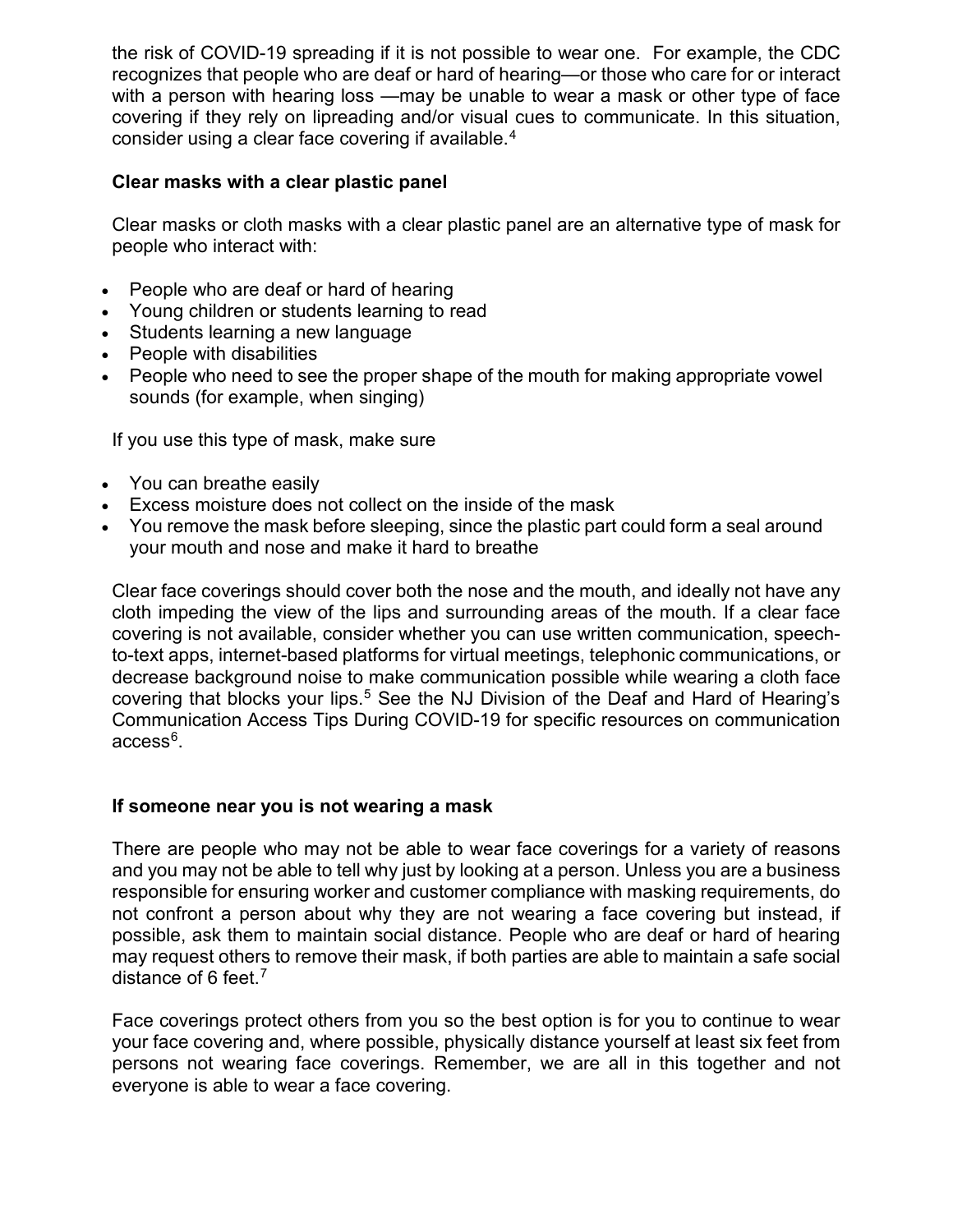the risk of COVID-19 spreading if it is not possible to wear one. For example, the CDC recognizes that people who are deaf or hard of hearing—or those who care for or interact with a person with hearing loss —may be unable to wear a mask or other type of face covering if they rely on lipreading and/or visual cues to communicate. In this situation, consider using a clear face covering if available.[4]

**Clear masks with a clear plastic panel**

Clear masks or cloth masks with a clear plastic panel are an alternative type of mask for people who interact with:

- People who are deaf or hard of hearing
- Young children or students learning to read
- Students learning a new language
- People with disabilities
- People who need to see the proper shape of the mouth for making appropriate vowel sounds (for example, when singing)

If you use this type of mask, make sure

- You can breathe easily
- Excess moisture does not collect on the inside of the mask
- You remove the mask before sleeping, since the plastic part could form a seal around your mouth and nose and make it hard to breathe

Clear face coverings should cover both the nose and the mouth, and ideally not have any cloth impeding the view of the lips and surrounding areas of the mouth. If a clear face covering is not available, consider whether you can use written communication, speech-to-text apps, internet-based platforms for virtual meetings, telephonic communications, or decrease background noise to make communication possible while wearing a cloth face covering that blocks your lips.[5] See the NJ Division of the Deaf and Hard of Hearing's Communication Access Tips During COVID-19 for specific resources on communication access[6].

**If someone near you is not wearing a mask**

There are people who may not be able to wear face coverings for a variety of reasons and you may not be able to tell why just by looking at a person. Unless you are a business responsible for ensuring worker and customer compliance with masking requirements, do not confront a person about why they are not wearing a face covering but instead, if possible, ask them to maintain social distance. People who are deaf or hard of hearing may request others to remove their mask, if both parties are able to maintain a safe social distance of 6 feet.[7]

Face coverings protect others from you so the best option is for you to continue to wear your face covering and, where possible, physically distance yourself at least six feet from persons not wearing face coverings. Remember, we are all in this together and not everyone is able to wear a face covering.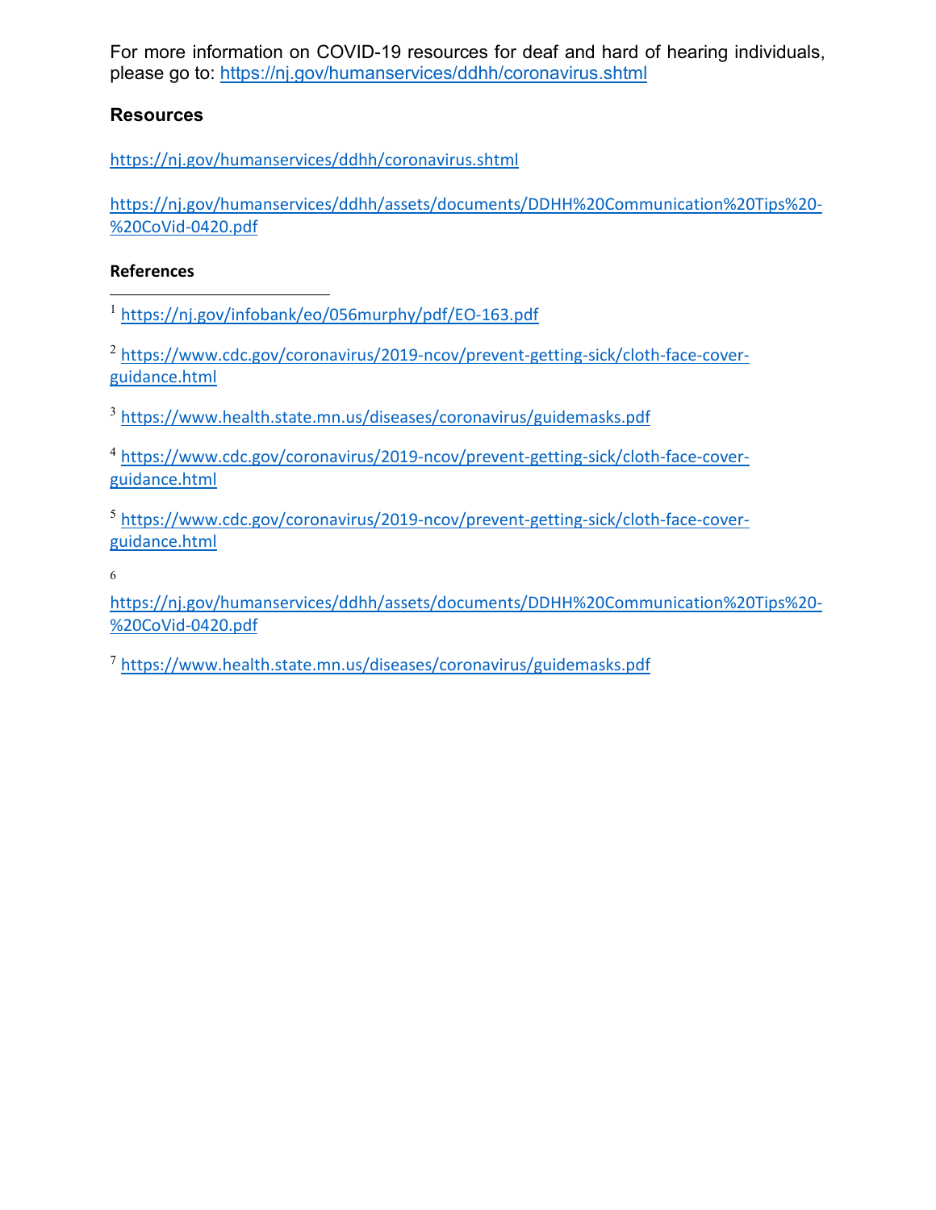For more information on COVID-19 resources for deaf and hard of hearing individuals, please go to: https://nj.gov/humanservices/ddhh/coronavirus.shtml

## Resources

https://nj.gov/humanservices/ddhh/coronavirus.shtml

https://nj.gov/humanservices/ddhh/assets/documents/DDHH%20Communication%20Tips%20-%20CoVid-0420.pdf

### References

[1] https://nj.gov/infobank/eo/056murphy/pdf/EO-163.pdf

[2] https://www.cdc.gov/coronavirus/2019-ncov/prevent-getting-sick/cloth-face-cover-guidance.html

[3] https://www.health.state.mn.us/diseases/coronavirus/guidemasks.pdf

[4] https://www.cdc.gov/coronavirus/2019-ncov/prevent-getting-sick/cloth-face-cover-guidance.html

[5] https://www.cdc.gov/coronavirus/2019-ncov/prevent-getting-sick/cloth-face-cover-guidance.html

[6] https://nj.gov/humanservices/ddhh/assets/documents/DDHH%20Communication%20Tips%20-%20CoVid-0420.pdf

[7] https://www.health.state.mn.us/diseases/coronavirus/guidemasks.pdf